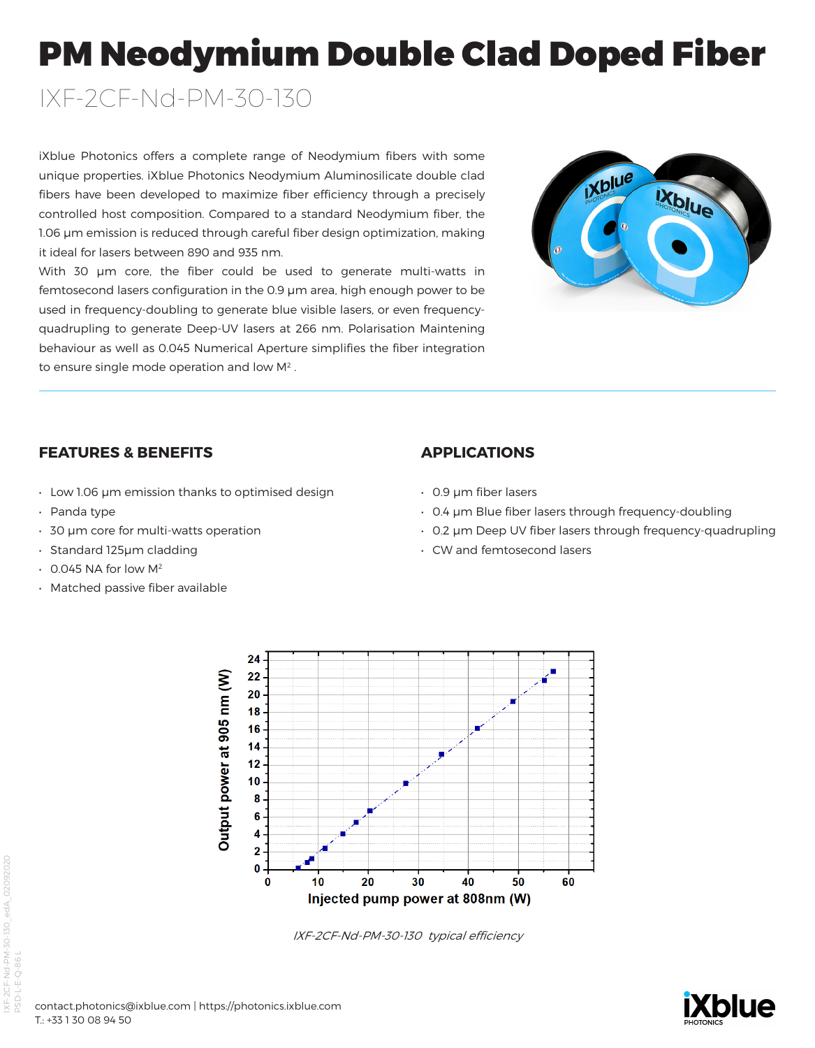# PM Neodymium Double Clad Doped Fiber

## IXF-2CF-Nd-PM-30-130

iXblue Photonics offers a complete range of Neodymium fibers with some unique properties. iXblue Photonics Neodymium Aluminosilicate double clad fibers have been developed to maximize fiber efficiency through a precisely controlled host composition. Compared to a standard Neodymium fiber, the 1.06 µm emission is reduced through careful fiber design optimization, making it ideal for lasers between 890 and 935 nm.

With 30 µm core, the fiber could be used to generate multi-watts in femtosecond lasers configuration in the 0.9 µm area, high enough power to be used in frequency-doubling to generate blue visible lasers, or even frequency-quadrupling to generate Deep-UV lasers at 266 nm. Polarisation Maintening behaviour as well as 0.045 Numerical Aperture simplifies the fiber integration to ensure single mode operation and low $M^2$ .

## FEATURES & BENEFITS

- Low 1.06 µm emission thanks to optimised design
- Panda type
- 30 µm core for multi-watts operation
- Standard 125µm cladding
- 0.045 NA for low $M^2$
- Matched passive fiber available

## APPLICATIONS

- 0.9 µm fiber lasers
- 0.4 µm Blue fiber lasers through frequency-doubling
- 0.2 µm Deep UV fiber lasers through frequency-quadrupling
- CW and femtosecond lasers

*IXF-2CF-Nd-PM-30-130 typical efficiency*

contact.photonics@ixblue.com | https://photonics.ixblue.com
T.: +33 1 30 08 94 50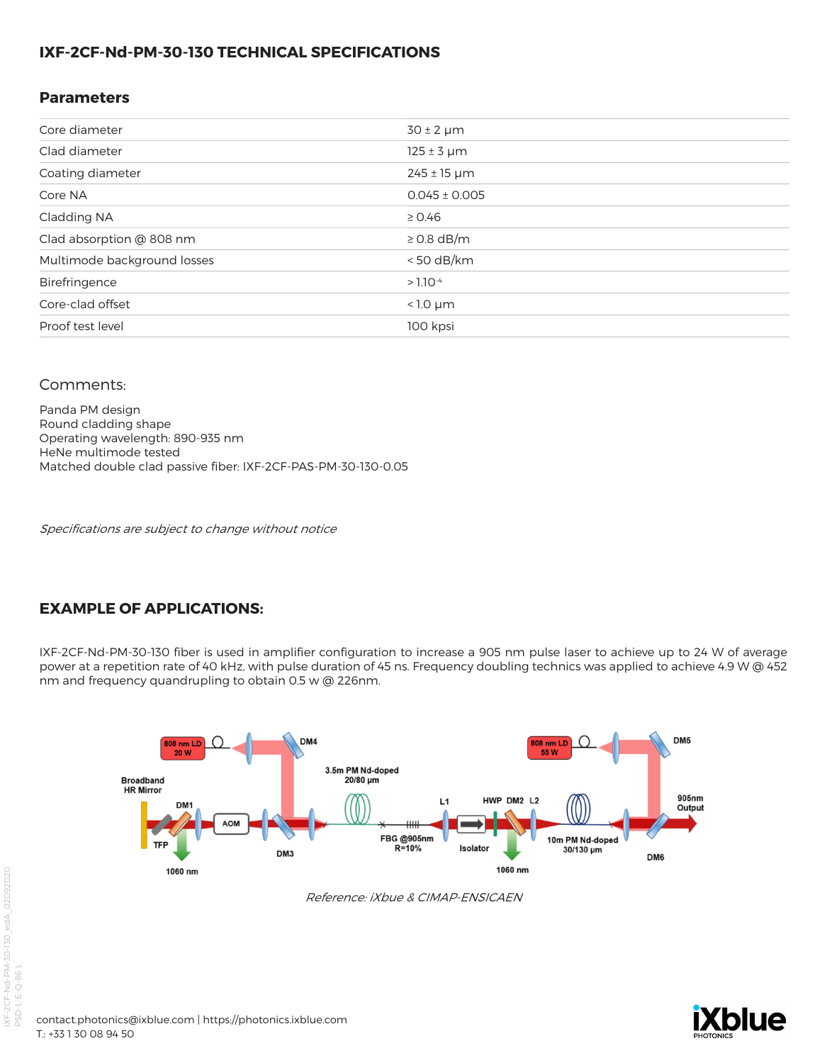## IXF-2CF-Nd-PM-30-130 TECHNICAL SPECIFICATIONS

### Parameters

| | |
|---|---|
| Core diameter | 30 ± 2 µm |
| Clad diameter | 125 ± 3 µm |
| Coating diameter | 245 ± 15 µm |
| Core NA | 0.045 ± 0.005 |
| Cladding NA | ≥ 0.46 |
| Clad absorption @ 808 nm | ≥ 0.8 dB/m |
| Multimode background losses | < 50 dB/km |
| Birefringence | > $1.10^{-4}$ |
| Core-clad offset | < 1.0 µm |
| Proof test level | 100 kpsi |

Comments:

Panda PM design
Round cladding shape
Operating wavelength: 890-935 nm
HeNe multimode tested
Matched double clad passive fiber: IXF-2CF-PAS-PM-30-130-0.05

*Specifications are subject to change without notice*

## EXAMPLE OF APPLICATIONS:

IXF-2CF-Nd-PM-30-130 fiber is used in amplifier configuration to increase a 905 nm pulse laser to achieve up to 24 W of average power at a repetition rate of 40 kHz, with pulse duration of 45 ns. Frequency doubling technics was applied to achieve 4.9 W @ 452 nm and frequency quandrupling to obtain 0.5 w @ 226nm.

808 nm LD 20 W
DM4
Broadband HR Mirror
DM1
TFP
1060 nm
AOM
DM3
3.5m PM Nd-doped 20/80 µm
FBG @905nm R=10%
L1
HWP
DM2
L2
Isolator
1060 nm
808 nm LD 55 W
DM5
10m PM Nd-doped 30/130 µm
905nm Output
DM6

*Reference: iXbue & CIMAP-ENSICAEN*

contact.photonics@ixblue.com | https://photonics.ixblue.com
T.: +33 1 30 08 94 50